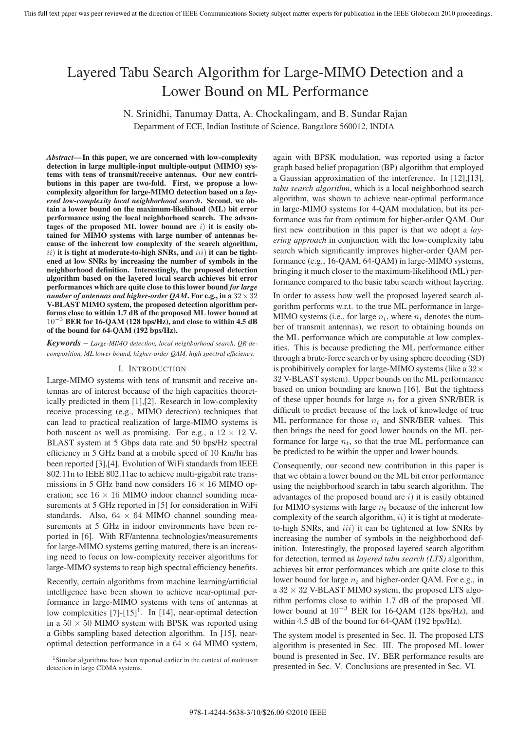# Layered Tabu Search Algorithm for Large-MIMO Detection and a Lower Bound on ML Performance

N. Srinidhi, Tanumay Datta, A. Chockalingam, and B. Sundar Rajan

Department of ECE, Indian Institute of Science, Bangalore 560012, INDIA

***Abstract*— In this paper, we are concerned with low-complexity detection in large multiple-input multiple-output (MIMO) systems with tens of transmit/receive antennas. Our new contributions in this paper are two-fold. First, we propose a low-complexity algorithm for large-MIMO detection based on a *layered low-complexity local neighborhood search*. Second, we obtain a lower bound on the maximum-likelihood (ML) bit error performance using the local neighborhood search. The advantages of the proposed ML lower bound are $i)$ it is easily obtained for MIMO systems with large number of antennas because of the inherent low complexity of the search algorithm, $ii)$ it is tight at moderate-to-high SNRs, and $iii)$ it can be tightened at low SNRs by increasing the number of symbols in the neighborhood definition. Interestingly, the proposed detection algorithm based on the layered local search achieves bit error performances which are quite close to this lower bound *for large number of antennas and higher-order QAM*. For e.g., in a $32 \times 32$ V-BLAST MIMO system, the proposed detection algorithm performs close to within 1.7 dB of the proposed ML lower bound at $10^{-3}$ BER for 16-QAM (128 bps/Hz), and close to within 4.5 dB of the bound for 64-QAM (192 bps/Hz).**

***Keywords*** – *Large-MIMO detection, local neighborhood search, QR decomposition, ML lower bound, higher-order QAM, high spectral efficiency.*

## I. Introduction

Large-MIMO systems with tens of transmit and receive antennas are of interest because of the high capacities theoretically predicted in them [1],[2]. Research in low-complexity receive processing (e.g., MIMO detection) techniques that can lead to practical realization of large-MIMO systems is both nascent as well as promising. For e.g., a $12 \times 12$ V-BLAST system at 5 Gbps data rate and 50 bps/Hz spectral efficiency in 5 GHz band at a mobile speed of 10 Km/hr has been reported [3],[4]. Evolution of WiFi standards from IEEE 802.11n to IEEE 802.11ac to achieve multi-gigabit rate transmissions in 5 GHz band now considers $16 \times 16$ MIMO operation; see $16 \times 16$ MIMO indoor channel sounding measurements at 5 GHz reported in [5] for consideration in WiFi standards. Also, $64 \times 64$ MIMO channel sounding measurements at 5 GHz in indoor environments have been reported in [6]. With RF/antenna technologies/measurements for large-MIMO systems getting matured, there is an increasing need to focus on low-complexity receiver algorithms for large-MIMO systems to reap high spectral efficiency benefits.

Recently, certain algorithms from machine learning/artificial intelligence have been shown to achieve near-optimal performance in large-MIMO systems with tens of antennas at low complexities [7]-[15][1]. In [14], near-optimal detection in a $50 \times 50$ MIMO system with BPSK was reported using a Gibbs sampling based detection algorithm. In [15], near-optimal detection performance in a $64 \times 64$ MIMO system, again with BPSK modulation, was reported using a factor graph based belief propagation (BP) algorithm that employed a Gaussian approximation of the interference. In [12],[13], *tabu search algorithm*, which is a local neighborhood search algorithm, was shown to achieve near-optimal performance in large-MIMO systems for 4-QAM modulation, but its performance was far from optimum for higher-order QAM. Our first new contribution in this paper is that we adopt a *layering approach* in conjunction with the low-complexity tabu search which significantly improves higher-order QAM performance (e.g., 16-QAM, 64-QAM) in large-MIMO systems, bringing it much closer to the maximum-likelihood (ML) performance compared to the basic tabu search without layering.

In order to assess how well the proposed layered search algorithm performs w.r.t. to the true ML performance in large-MIMO systems (i.e., for large $n_t$, where $n_t$ denotes the number of transmit antennas), we resort to obtaining bounds on the ML performance which are computable at low complexities. This is because predicting the ML performance either through a brute-force search or by using sphere decoding (SD) is prohibitively complex for large-MIMO systems (like a $32 \times 32$ V-BLAST system). Upper bounds on the ML performance based on union bounding are known [16]. But the tightness of these upper bounds for large $n_t$ for a given SNR/BER is difficult to predict because of the lack of knowledge of true ML performance for those $n_t$ and SNR/BER values. This then brings the need for good lower bounds on the ML performance for large $n_t$, so that the true ML performance can be predicted to be within the upper and lower bounds.

Consequently, our second new contribution in this paper is that we obtain a lower bound on the ML bit error performance using the neighborhood search in tabu search algorithm. The advantages of the proposed bound are $i)$ it is easily obtained for MIMO systems with large $n_t$ because of the inherent low complexity of the search algorithm, $ii)$ it is tight at moderate-to-high SNRs, and $iii)$ it can be tightened at low SNRs by increasing the number of symbols in the neighborhood definition. Interestingly, the proposed layered search algorithm for detection, termed as *layered tabu search (LTS)* algorithm, achieves bit error performances which are quite close to this lower bound for large $n_t$ and higher-order QAM. For e.g., in a $32 \times 32$ V-BLAST MIMO system, the proposed LTS algorithm performs close to within 1.7 dB of the proposed ML lower bound at $10^{-3}$ BER for 16-QAM (128 bps/Hz), and within 4.5 dB of the bound for 64-QAM (192 bps/Hz).

The system model is presented in Sec. II. The proposed LTS algorithm is presented in Sec. III. The proposed ML lower bound is presented in Sec. IV. BER performance results are presented in Sec. V. Conclusions are presented in Sec. VI.

[1] Similar algorithms have been reported earlier in the context of multiuser detection in large CDMA systems.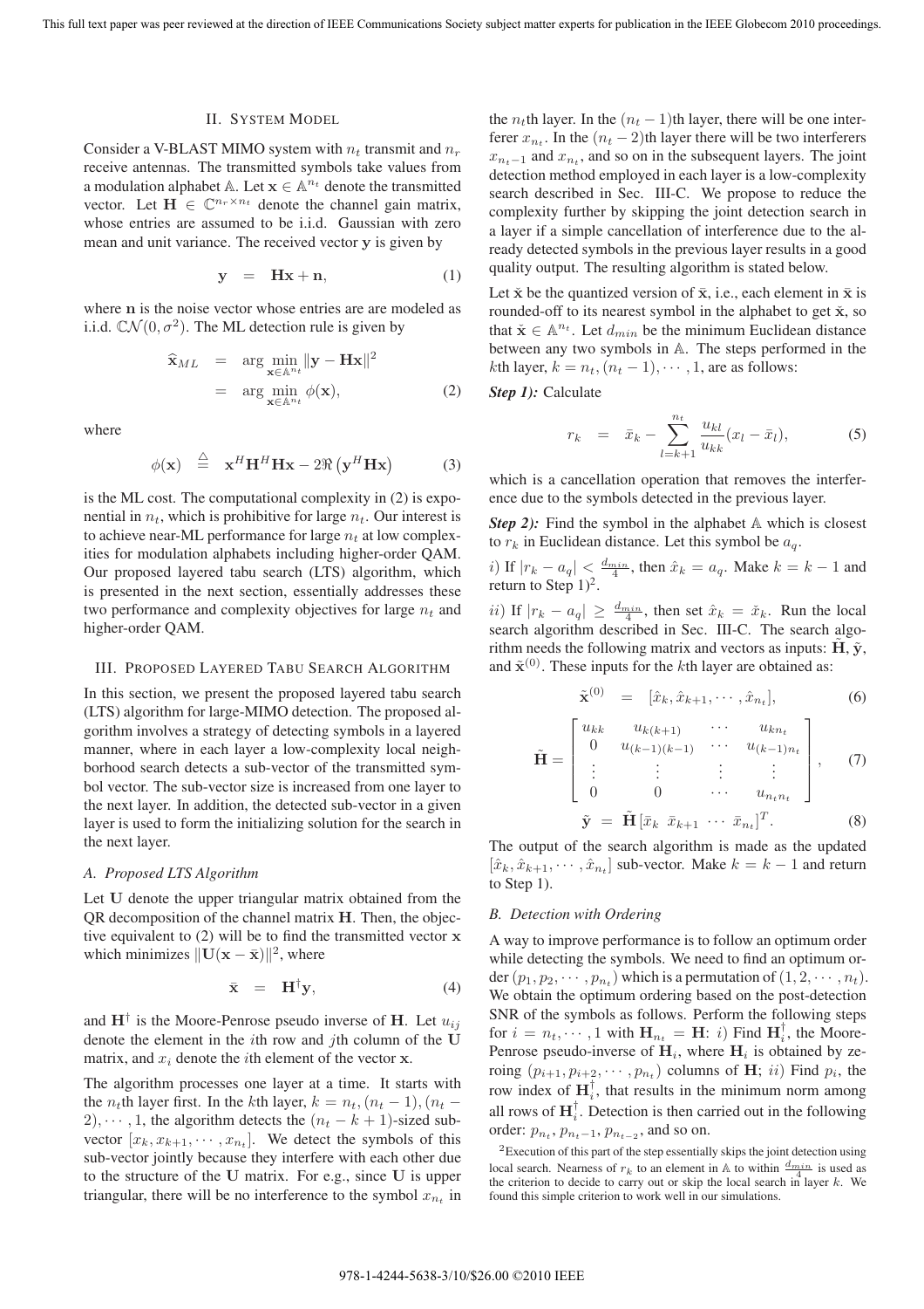## II. System Model

Consider a V-BLAST MIMO system with $n_t$ transmit and $n_r$ receive antennas. The transmitted symbols take values from a modulation alphabet $\mathbb{A}$. Let $\mathbf{x} \in \mathbb{A}^{n_t}$ denote the transmitted vector. Let $\mathbf{H} \in \mathbb{C}^{n_r \times n_t}$ denote the channel gain matrix, whose entries are assumed to be i.i.d. Gaussian with zero mean and unit variance. The received vector $\mathbf{y}$ is given by

$$\mathbf{y} \quad = \quad \mathbf{H}\mathbf{x} + \mathbf{n}, \tag{1}$$

where $\mathbf{n}$ is the noise vector whose entries are are modeled as i.i.d. $\mathbb{C}\mathcal{N}(0, \sigma^2)$. The ML detection rule is given by

$$\begin{aligned} \widehat{\mathbf{x}}_{ML} &= \arg \min_{\mathbf{x} \in \mathbb{A}^{n_t}} \|\mathbf{y} - \mathbf{H}\mathbf{x}\|^2 \\ &= \arg \min_{\mathbf{x} \in \mathbb{A}^{n_t}} \phi(\mathbf{x}), \end{aligned} \tag{2}$$

where

$$\phi(\mathbf{x}) \stackrel{\triangle}{=} \mathbf{x}^H \mathbf{H}^H \mathbf{H} \mathbf{x} - 2\Re\left(\mathbf{y}^H \mathbf{H} \mathbf{x}\right) \tag{3}$$

is the ML cost. The computational complexity in (2) is exponential in $n_t$, which is prohibitive for large $n_t$. Our interest is to achieve near-ML performance for large $n_t$ at low complexities for modulation alphabets including higher-order QAM. Our proposed layered tabu search (LTS) algorithm, which is presented in the next section, essentially addresses these two performance and complexity objectives for large $n_t$ and higher-order QAM.

## III. Proposed Layered Tabu Search Algorithm

In this section, we present the proposed layered tabu search (LTS) algorithm for large-MIMO detection. The proposed algorithm involves a strategy of detecting symbols in a layered manner, where in each layer a low-complexity local neighborhood search detects a sub-vector of the transmitted symbol vector. The sub-vector size is increased from one layer to the next layer. In addition, the detected sub-vector in a given layer is used to form the initializing solution for the search in the next layer.

### A. Proposed LTS Algorithm

Let $\mathbf{U}$ denote the upper triangular matrix obtained from the QR decomposition of the channel matrix $\mathbf{H}$. Then, the objective equivalent to (2) will be to find the transmitted vector $\mathbf{x}$ which minimizes $\|\mathbf{U}(\mathbf{x} - \bar{\mathbf{x}})\|^2$, where

$$\bar{\mathbf{x}} \quad = \quad \mathbf{H}^{\dagger}\mathbf{y}, \tag{4}$$

and $\mathbf{H}^{\dagger}$ is the Moore-Penrose pseudo inverse of $\mathbf{H}$. Let $u_{ij}$ denote the element in the $i$th row and $j$th column of the $\mathbf{U}$ matrix, and $x_i$ denote the $i$th element of the vector $\mathbf{x}$.

The algorithm processes one layer at a time. It starts with the $n_t$th layer first. In the $k$th layer, $k = n_t, (n_t - 1), (n_t - 2), \cdots, 1$, the algorithm detects the $(n_t - k + 1)$-sized sub-vector $[x_k, x_{k+1}, \cdots, x_{n_t}]$. We detect the symbols of this sub-vector jointly because they interfere with each other due to the structure of the $\mathbf{U}$ matrix. For e.g., since $\mathbf{U}$ is upper triangular, there will be no interference to the symbol $x_{n_t}$ in the $n_t$th layer. In the $(n_t - 1)$th layer, there will be one interferer $x_{n_t}$. In the $(n_t - 2)$th layer there will be two interferers $x_{n_t - 1}$ and $x_{n_t}$, and so on in the subsequent layers. The joint detection method employed in each layer is a low-complexity search described in Sec. III-C. We propose to reduce the complexity further by skipping the joint detection search in a layer if a simple cancellation of interference due to the already detected symbols in the previous layer results in a good quality output. The resulting algorithm is stated below.

Let $\check{\mathbf{x}}$ be the quantized version of $\bar{\mathbf{x}}$, i.e., each element in $\bar{\mathbf{x}}$ is rounded-off to its nearest symbol in the alphabet to get $\check{\mathbf{x}}$, so that $\check{\mathbf{x}} \in \mathbb{A}^{n_t}$. Let $d_{min}$ be the minimum Euclidean distance between any two symbols in $\mathbb{A}$. The steps performed in the $k$th layer, $k = n_t, (n_t - 1), \cdots, 1$, are as follows:

***Step 1):*** Calculate

$$r_k \quad = \quad \bar{x}_k - \sum_{l=k+1}^{n_t} \frac{u_{kl}}{u_{kk}} (x_l - \bar{x}_l), \tag{5}$$

which is a cancellation operation that removes the interference due to the symbols detected in the previous layer.

***Step 2):*** Find the symbol in the alphabet $\mathbb{A}$ which is closest to $r_k$ in Euclidean distance. Let this symbol be $a_q$.

*i)* If $|r_k - a_q| < \frac{d_{min}}{4}$, then $\hat{x}_k = a_q$. Make $k = k - 1$ and return to Step 1)[2].

*ii)* If $|r_k - a_q| \geq \frac{d_{min}}{4}$, then set $\hat{x}_k = \check{x}_k$. Run the local search algorithm described in Sec. III-C. The search algorithm needs the following matrix and vectors as inputs: $\tilde{\mathbf{H}}$, $\tilde{\mathbf{y}}$, and $\tilde{\mathbf{x}}^{(0)}$. These inputs for the $k$th layer are obtained as:

$$\tilde{\mathbf{x}}^{(0)} \quad = \quad [\hat{x}_k, \hat{x}_{k+1}, \cdots, \hat{x}_{n_t}], \tag{6}$$

$$\tilde{\mathbf{H}} = \begin{bmatrix} u_{kk} & u_{k(k+1)} & \cdots & u_{kn_t} \\ 0 & u_{(k-1)(k-1)} & \cdots & u_{(k-1)n_t} \\ \vdots & \vdots & \vdots & \vdots \\ 0 & 0 & \cdots & u_{n_t n_t} \end{bmatrix}, \tag{7}$$

$$\tilde{\mathbf{y}} \; = \; \tilde{\mathbf{H}} \, [\bar{x}_k \;\; \bar{x}_{k+1} \;\; \cdots \;\; \bar{x}_{n_t}]^T. \tag{8}$$

The output of the search algorithm is made as the updated $[\hat{x}_k, \hat{x}_{k+1}, \cdots, \hat{x}_{n_t}]$ sub-vector. Make $k = k - 1$ and return to Step 1).

### B. Detection with Ordering

A way to improve performance is to follow an optimum order while detecting the symbols. We need to find an optimum order $(p_1, p_2, \cdots, p_{n_t})$ which is a permutation of $(1, 2, \cdots, n_t)$. We obtain the optimum ordering based on the post-detection SNR of the symbols as follows. Perform the following steps for $i = n_t, \cdots, 1$ with $\mathbf{H}_{n_t} = \mathbf{H}$: *i)* Find $\mathbf{H}_i^{\dagger}$, the Moore-Penrose pseudo-inverse of $\mathbf{H}_i$, where $\mathbf{H}_i$ is obtained by zeroing $(p_{i+1}, p_{i+2}, \cdots, p_{n_t})$ columns of $\mathbf{H}$; *ii)* Find $p_i$, the row index of $\mathbf{H}_i^{\dagger}$, that results in the minimum norm among all rows of $\mathbf{H}_i^{\dagger}$. Detection is then carried out in the following order: $p_{n_t}$, $p_{n_t - 1}$, $p_{n_t - 2}$, and so on.

[2] Execution of this part of the step essentially skips the joint detection using local search. Nearness of $r_k$ to an element in $\mathbb{A}$ to within $\frac{d_{min}}{4}$ is used as the criterion to decide to carry out or skip the local search in layer $k$. We found this simple criterion to work well in our simulations.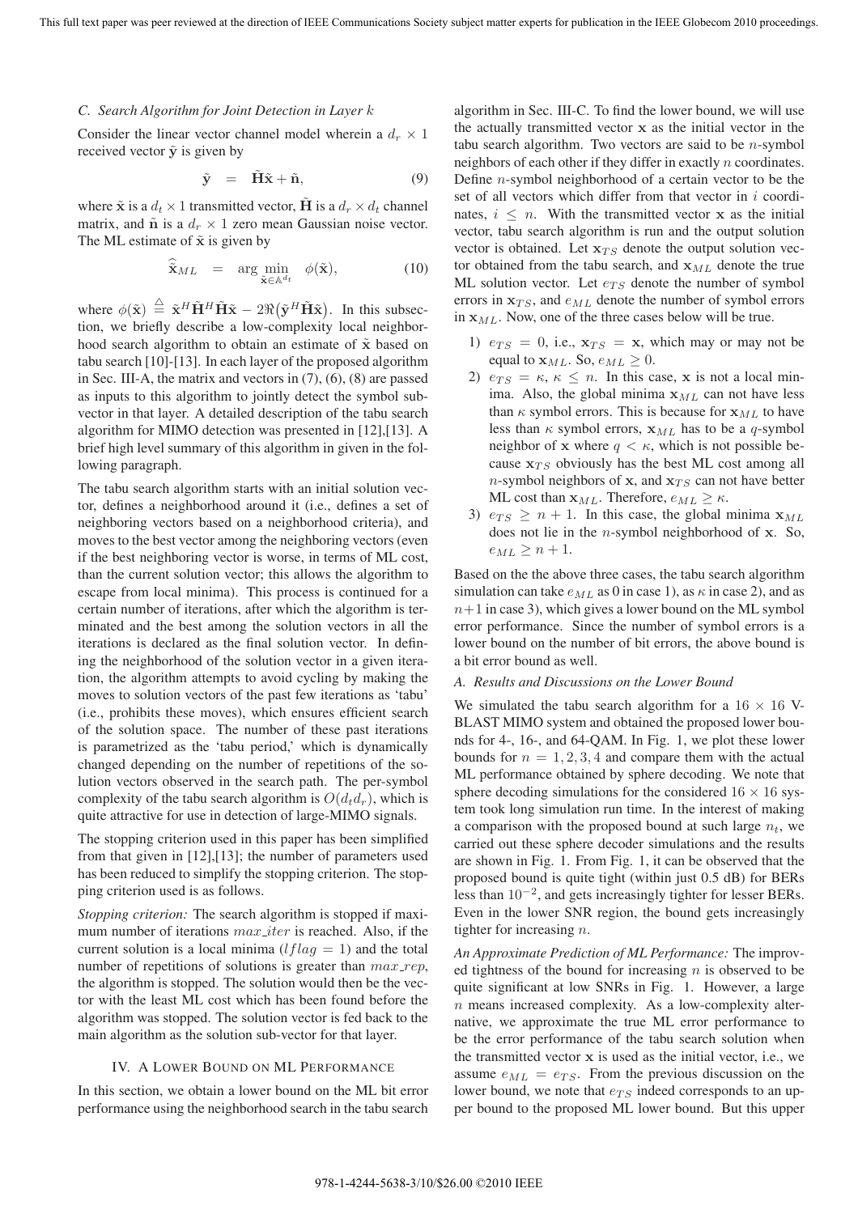### C. Search Algorithm for Joint Detection in Layer $k$

Consider the linear vector channel model wherein a $d_r \times 1$ received vector $\tilde{\mathbf{y}}$ is given by

$$\tilde{\mathbf{y}} \;\; = \;\; \tilde{\mathbf{H}}\tilde{\mathbf{x}} + \tilde{\mathbf{n}}, \tag{9}$$

where $\tilde{\mathbf{x}}$ is a $d_t \times 1$ transmitted vector, $\tilde{\mathbf{H}}$ is a $d_r \times d_t$ channel matrix, and $\tilde{\mathbf{n}}$ is a $d_r \times 1$ zero mean Gaussian noise vector. The ML estimate of $\tilde{\mathbf{x}}$ is given by

$$\widehat{\tilde{\mathbf{x}}}_{ML} \;\; = \;\; \arg\min_{\tilde{\mathbf{x}} \in \mathbb{A}^{d_t}} \;\; \phi(\tilde{\mathbf{x}}), \tag{10}$$

where $\phi(\tilde{\mathbf{x}}) \stackrel{\triangle}{=} \tilde{\mathbf{x}}^H \tilde{\mathbf{H}}^H \tilde{\mathbf{H}} \tilde{\mathbf{x}} - 2\Re\big(\tilde{\mathbf{y}}^H \tilde{\mathbf{H}} \tilde{\mathbf{x}}\big)$. In this subsection, we briefly describe a low-complexity local neighborhood search algorithm to obtain an estimate of $\tilde{\mathbf{x}}$ based on tabu search [10]-[13]. In each layer of the proposed algorithm in Sec. III-A, the matrix and vectors in (7), (6), (8) are passed as inputs to this algorithm to jointly detect the symbol subvector in that layer. A detailed description of the tabu search algorithm for MIMO detection was presented in [12],[13]. A brief high level summary of this algorithm in given in the following paragraph.

The tabu search algorithm starts with an initial solution vector, defines a neighborhood around it (i.e., defines a set of neighboring vectors based on a neighborhood criteria), and moves to the best vector among the neighboring vectors (even if the best neighboring vector is worse, in terms of ML cost, than the current solution vector; this allows the algorithm to escape from local minima). This process is continued for a certain number of iterations, after which the algorithm is terminated and the best among the solution vectors in all the iterations is declared as the final solution vector. In defining the neighborhood of the solution vector in a given iteration, the algorithm attempts to avoid cycling by making the moves to solution vectors of the past few iterations as 'tabu' (i.e., prohibits these moves), which ensures efficient search of the solution space. The number of these past iterations is parametrized as the 'tabu period,' which is dynamically changed depending on the number of repetitions of the solution vectors observed in the search path. The per-symbol complexity of the tabu search algorithm is $O(d_t d_r)$, which is quite attractive for use in detection of large-MIMO signals.

The stopping criterion used in this paper has been simplified from that given in [12],[13]; the number of parameters used has been reduced to simplify the stopping criterion. The stopping criterion used is as follows.

*Stopping criterion:* The search algorithm is stopped if maximum number of iterations $max\_iter$ is reached. Also, if the current solution is a local minima ($lflag = 1$) and the total number of repetitions of solutions is greater than $max\_rep$, the algorithm is stopped. The solution would then be the vector with the least ML cost which has been found before the algorithm was stopped. The solution vector is fed back to the main algorithm as the solution sub-vector for that layer.

## IV. A Lower Bound on ML Performance

In this section, we obtain a lower bound on the ML bit error performance using the neighborhood search in the tabu search algorithm in Sec. III-C. To find the lower bound, we will use the actually transmitted vector $\mathbf{x}$ as the initial vector in the tabu search algorithm. Two vectors are said to be $n$-symbol neighbors of each other if they differ in exactly $n$ coordinates. Define $n$-symbol neighborhood of a certain vector to be the set of all vectors which differ from that vector in $i$ coordinates, $i \leq n$. With the transmitted vector $\mathbf{x}$ as the initial vector, tabu search algorithm is run and the output solution vector is obtained. Let $\mathbf{x}_{TS}$ denote the output solution vector obtained from the tabu search, and $\mathbf{x}_{ML}$ denote the true ML solution vector. Let $e_{TS}$ denote the number of symbol errors in $\mathbf{x}_{TS}$, and $e_{ML}$ denote the number of symbol errors in $\mathbf{x}_{ML}$. Now, one of the three cases below will be true.

1) $e_{TS} = 0$, i.e., $\mathbf{x}_{TS} = \mathbf{x}$, which may or may not be equal to $\mathbf{x}_{ML}$. So, $e_{ML} \geq 0$.
2) $e_{TS} = \kappa$, $\kappa \leq n$. In this case, $\mathbf{x}$ is not a local minima. Also, the global minima $\mathbf{x}_{ML}$ can not have less than $\kappa$ symbol errors. This is because for $\mathbf{x}_{ML}$ to have less than $\kappa$ symbol errors, $\mathbf{x}_{ML}$ has to be a $q$-symbol neighbor of $\mathbf{x}$ where $q < \kappa$, which is not possible because $\mathbf{x}_{TS}$ obviously has the best ML cost among all $n$-symbol neighbors of $\mathbf{x}$, and $\mathbf{x}_{TS}$ can not have better ML cost than $\mathbf{x}_{ML}$. Therefore, $e_{ML} \geq \kappa$.
3) $e_{TS} \geq n + 1$. In this case, the global minima $\mathbf{x}_{ML}$ does not lie in the $n$-symbol neighborhood of $\mathbf{x}$. So, $e_{ML} \geq n + 1$.

Based on the the above three cases, the tabu search algorithm simulation can take $e_{ML}$ as 0 in case 1), as $\kappa$ in case 2), and as $n+1$ in case 3), which gives a lower bound on the ML symbol error performance. Since the number of symbol errors is a lower bound on the number of bit errors, the above bound is a bit error bound as well.

### A. Results and Discussions on the Lower Bound

We simulated the tabu search algorithm for a $16 \times 16$ V-BLAST MIMO system and obtained the proposed lower bounds for 4-, 16-, and 64-QAM. In Fig. 1, we plot these lower bounds for $n = 1, 2, 3, 4$ and compare them with the actual ML performance obtained by sphere decoding. We note that sphere decoding simulations for the considered $16 \times 16$ system took long simulation run time. In the interest of making a comparison with the proposed bound at such large $n_t$, we carried out these sphere decoder simulations and the results are shown in Fig. 1. From Fig. 1, it can be observed that the proposed bound is quite tight (within just 0.5 dB) for BERs less than $10^{-2}$, and gets increasingly tighter for lesser BERs. Even in the lower SNR region, the bound gets increasingly tighter for increasing $n$.

*An Approximate Prediction of ML Performance:* The improved tightness of the bound for increasing $n$ is observed to be quite significant at low SNRs in Fig. 1. However, a large $n$ means increased complexity. As a low-complexity alternative, we approximate the true ML error performance to be the error performance of the tabu search solution when the transmitted vector $\mathbf{x}$ is used as the initial vector, i.e., we assume $e_{ML} = e_{TS}$. From the previous discussion on the lower bound, we note that $e_{TS}$ indeed corresponds to an upper bound to the proposed ML lower bound. But this upper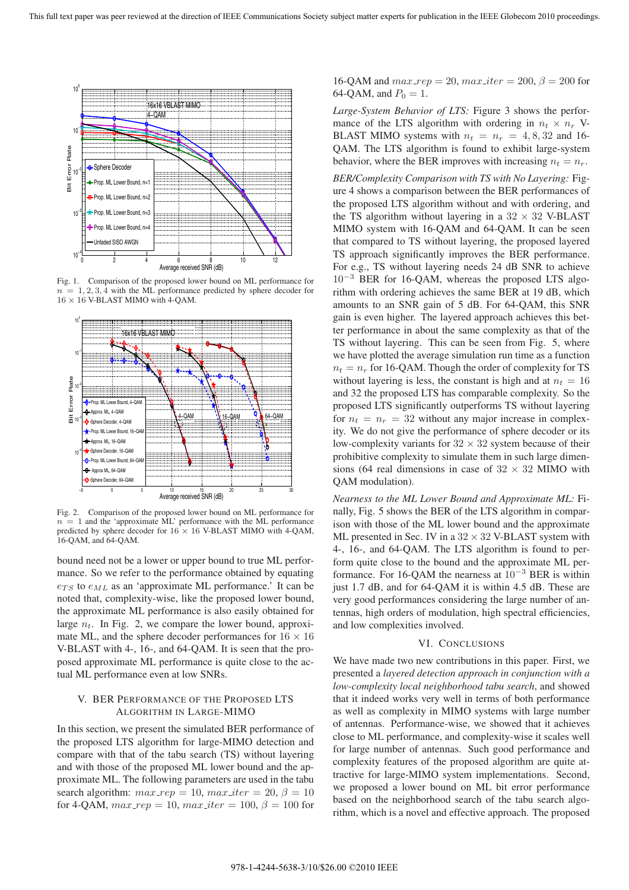Fig. 1. Comparison of the proposed lower bound on ML performance for $n = 1, 2, 3, 4$ with the ML performance predicted by sphere decoder for $16 \times 16$ V-BLAST MIMO with 4-QAM.

Fig. 2. Comparison of the proposed lower bound on ML performance for $n = 1$ and the 'approximate ML' performance with the ML performance predicted by sphere decoder for $16 \times 16$ V-BLAST MIMO with 4-QAM, 16-QAM, and 64-QAM.

bound need not be a lower or upper bound to true ML performance. So we refer to the performance obtained by equating $e_{TS}$ to $e_{ML}$ as an 'approximate ML performance.' It can be noted that, complexity-wise, like the proposed lower bound, the approximate ML performance is also easily obtained for large $n_t$. In Fig. 2, we compare the lower bound, approximate ML, and the sphere decoder performances for $16 \times 16$ V-BLAST with 4-, 16-, and 64-QAM. It is seen that the proposed approximate ML performance is quite close to the actual ML performance even at low SNRs.

## V. BER Performance of the Proposed LTS Algorithm in Large-MIMO

In this section, we present the simulated BER performance of the proposed LTS algorithm for large-MIMO detection and compare with that of the tabu search (TS) without layering and with those of the proposed ML lower bound and the approximate ML. The following parameters are used in the tabu search algorithm: $max\_rep = 10$, $max\_iter = 20$, $\beta = 10$ for 4-QAM, $max\_rep = 10$, $max\_iter = 100$, $\beta = 100$ for 16-QAM and $max\_rep = 20$, $max\_iter = 200$, $\beta = 200$ for 64-QAM, and $P_0 = 1$.

*Large-System Behavior of LTS:* Figure 3 shows the performance of the LTS algorithm with ordering in $n_t \times n_r$ V-BLAST MIMO systems with $n_t = n_r = 4, 8, 32$ and 16-QAM. The LTS algorithm is found to exhibit large-system behavior, where the BER improves with increasing $n_t = n_r$.

*BER/Complexity Comparison with TS with No Layering:* Figure 4 shows a comparison between the BER performances of the proposed LTS algorithm without and with ordering, and the TS algorithm without layering in a $32 \times 32$ V-BLAST MIMO system with 16-QAM and 64-QAM. It can be seen that compared to TS without layering, the proposed layered TS approach significantly improves the BER performance. For e.g., TS without layering needs 24 dB SNR to achieve $10^{-3}$ BER for 16-QAM, whereas the proposed LTS algorithm with ordering achieves the same BER at 19 dB, which amounts to an SNR gain of 5 dB. For 64-QAM, this SNR gain is even higher. The layered approach achieves this better performance in about the same complexity as that of the TS without layering. This can be seen from Fig. 5, where we have plotted the average simulation run time as a function $n_t = n_r$ for 16-QAM. Though the order of complexity for TS without layering is less, the constant is high and at $n_t = 16$ and 32 the proposed LTS has comparable complexity. So the proposed LTS significantly outperforms TS without layering for $n_t = n_r = 32$ without any major increase in complexity. We do not give the performance of sphere decoder or its low-complexity variants for $32 \times 32$ system because of their prohibitive complexity to simulate them in such large dimensions (64 real dimensions in case of $32 \times 32$ MIMO with QAM modulation).

*Nearness to the ML Lower Bound and Approximate ML:* Finally, Fig. 5 shows the BER of the LTS algorithm in comparison with those of the ML lower bound and the approximate ML presented in Sec. IV in a $32 \times 32$ V-BLAST system with 4-, 16-, and 64-QAM. The LTS algorithm is found to perform quite close to the bound and the approximate ML performance. For 16-QAM the nearness at $10^{-3}$ BER is within just 1.7 dB, and for 64-QAM it is within 4.5 dB. These are very good performances considering the large number of antennas, high orders of modulation, high spectral efficiencies, and low complexities involved.

## VI. Conclusions

We have made two new contributions in this paper. First, we presented a *layered detection approach in conjunction with a low-complexity local neighborhood tabu search*, and showed that it indeed works very well in terms of both performance as well as complexity in MIMO systems with large number of antennas. Performance-wise, we showed that it achieves close to ML performance, and complexity-wise it scales well for large number of antennas. Such good performance and complexity features of the proposed algorithm are quite attractive for large-MIMO system implementations. Second, we proposed a lower bound on ML bit error performance based on the neighborhood search of the tabu search algorithm, which is a novel and effective approach. The proposed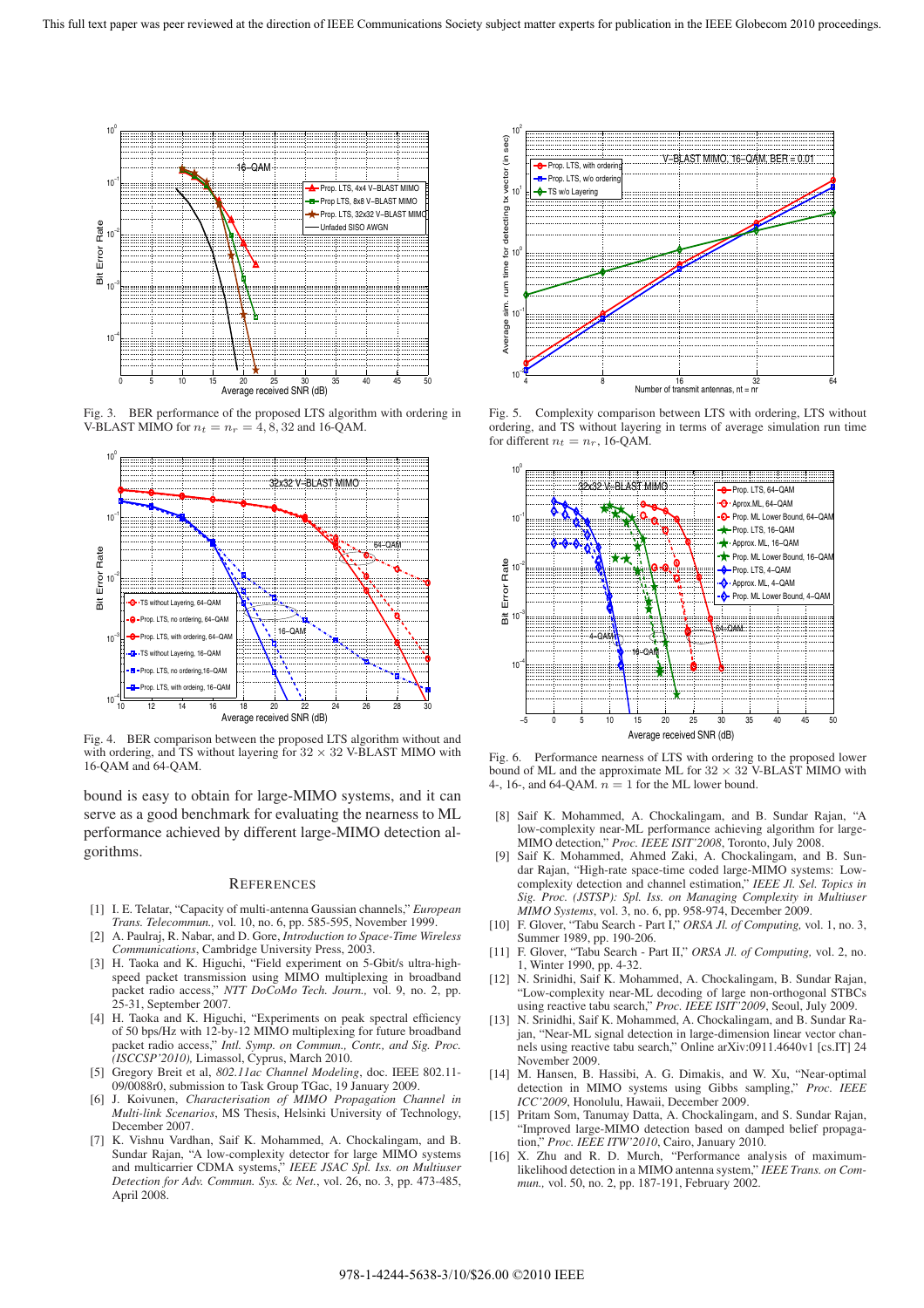16-QAM

Prop. LTS, 4x4 V-BLAST MIMO

Prop LTS, 8x8 V-BLAST MIMO

Prop. LTS, 32x32 V-BLAST MIMO

Unfaded SISO AWGN

Bit Error Rate

Average received SNR (dB)

Fig. 3. BER performance of the proposed LTS algorithm with ordering in V-BLAST MIMO for $n_t = n_r = 4, 8, 32$ and 16-QAM.

32x32 V-BLAST MIMO

64-QAM

16-QAM

TS without Layering, 64-QAM

Prop. LTS, no ordering, 64-QAM

Prop. LTS, with ordering, 64-QAM

TS without Layering, 16-QAM

Prop. LTS, no ordering,16-QAM

Prop. LTS, with ordeing, 16-QAM

Bit Error Rate

Average received SNR (dB)

Fig. 4. BER comparison between the proposed LTS algorithm without and with ordering, and TS without layering for $32 \times 32$ V-BLAST MIMO with 16-QAM and 64-QAM.

bound is easy to obtain for large-MIMO systems, and it can serve as a good benchmark for evaluating the nearness to ML performance achieved by different large-MIMO detection algorithms.

## REFERENCES

[1] I. E. Telatar, "Capacity of multi-antenna Gaussian channels," *European Trans. Telecommun.,* vol. 10, no. 6, pp. 585-595, November 1999.

[2] A. Paulraj, R. Nabar, and D. Gore, *Introduction to Space-Time Wireless Communications*, Cambridge University Press, 2003.

[3] H. Taoka and K. Higuchi, "Field experiment on 5-Gbit/s ultra-high-speed packet transmission using MIMO multiplexing in broadband packet radio access," *NTT DoCoMo Tech. Journ.,* vol. 9, no. 2, pp. 25-31, September 2007.

[4] H. Taoka and K. Higuchi, "Experiments on peak spectral efficiency of 50 bps/Hz with 12-by-12 MIMO multiplexing for future broadband packet radio access," *Intl. Symp. on Commun., Contr., and Sig. Proc. (ISCCSP'2010),* Limassol, Cyprus, March 2010.

[5] Gregory Breit et al, *802.11ac Channel Modeling*, doc. IEEE 802.11-09/0088r0, submission to Task Group TGac, 19 January 2009.

[6] J. Koivunen, *Characterisation of MIMO Propagation Channel in Multi-link Scenarios*, MS Thesis, Helsinki University of Technology, December 2007.

[7] K. Vishnu Vardhan, Saif K. Mohammed, A. Chockalingam, and B. Sundar Rajan, "A low-complexity detector for large MIMO systems and multicarrier CDMA systems," *IEEE JSAC Spl. Iss. on Multiuser Detection for Adv. Commun. Sys. & Net.*, vol. 26, no. 3, pp. 473-485, April 2008.

V-BLAST MIMO, 16-QAM, BER = 0.01

Prop. LTS, with ordering

Prop. LTS, w/o ordering

TS w/o Layering

Average sim. run time for detecting tx vector (in sec)

Number of transmit antennas, nt = nr

Fig. 5. Complexity comparison between LTS with ordering, LTS without ordering, and TS without layering in terms of average simulation run time for different $n_t = n_r$, 16-QAM.

32x32 V-BLAST MIMO

Prop. LTS, 64-QAM

Aprox.ML, 64-QAM

Prop. ML Lower Bound, 64-QAM

Prop. LTS, 16-QAM

Approx. ML, 16-QAM

Prop. ML Lower Bound, 16-QAM

Prop. LTS, 4-QAM

Approx. ML, 4-QAM

Prop. ML Lower Bound, 4-QAM

64-QAM

4-QAM

16-QAM

Bit Error Rate

Average received SNR (dB)

Fig. 6. Performance nearness of LTS with ordering to the proposed lower bound of ML and the approximate ML for $32 \times 32$ V-BLAST MIMO with 4-, 16-, and 64-QAM. $n = 1$ for the ML lower bound.

[8] Saif K. Mohammed, A. Chockalingam, and B. Sundar Rajan, "A low-complexity near-ML performance achieving algorithm for large-MIMO detection," *Proc. IEEE ISIT'2008*, Toronto, July 2008.

[9] Saif K. Mohammed, Ahmed Zaki, A. Chockalingam, and B. Sundar Rajan, "High-rate space-time coded large-MIMO systems: Low-complexity detection and channel estimation," *IEEE Jl. Sel. Topics in Sig. Proc. (JSTSP): Spl. Iss. on Managing Complexity in Multiuser MIMO Systems*, vol. 3, no. 6, pp. 958-974, December 2009.

[10] F. Glover, "Tabu Search - Part I," *ORSA Jl. of Computing,* vol. 1, no. 3, Summer 1989, pp. 190-206.

[11] F. Glover, "Tabu Search - Part II," *ORSA Jl. of Computing,* vol. 2, no. 1, Winter 1990, pp. 4-32.

[12] N. Srinidhi, Saif K. Mohammed, A. Chockalingam, B. Sundar Rajan, "Low-complexity near-ML decoding of large non-orthogonal STBCs using reactive tabu search," *Proc. IEEE ISIT'2009*, Seoul, July 2009.

[13] N. Srinidhi, Saif K. Mohammed, A. Chockalingam, and B. Sundar Rajan, "Near-ML signal detection in large-dimension linear vector channels using reactive tabu search," Online arXiv:0911.4640v1 [cs.IT] 24 November 2009.

[14] M. Hansen, B. Hassibi, A. G. Dimakis, and W. Xu, "Near-optimal detection in MIMO systems using Gibbs sampling," *Proc. IEEE ICC'2009*, Honolulu, Hawaii, December 2009.

[15] Pritam Som, Tanumay Datta, A. Chockalingam, and B. Sundar Rajan, "Improved large-MIMO detection based on damped belief propagation," *Proc. IEEE ITW'2010*, Cairo, January 2010.

[16] X. Zhu and R. D. Murch, "Performance analysis of maximum-likelihood detection in a MIMO antenna system," *IEEE Trans. on Commun.,* vol. 50, no. 2, pp. 187-191, February 2002.